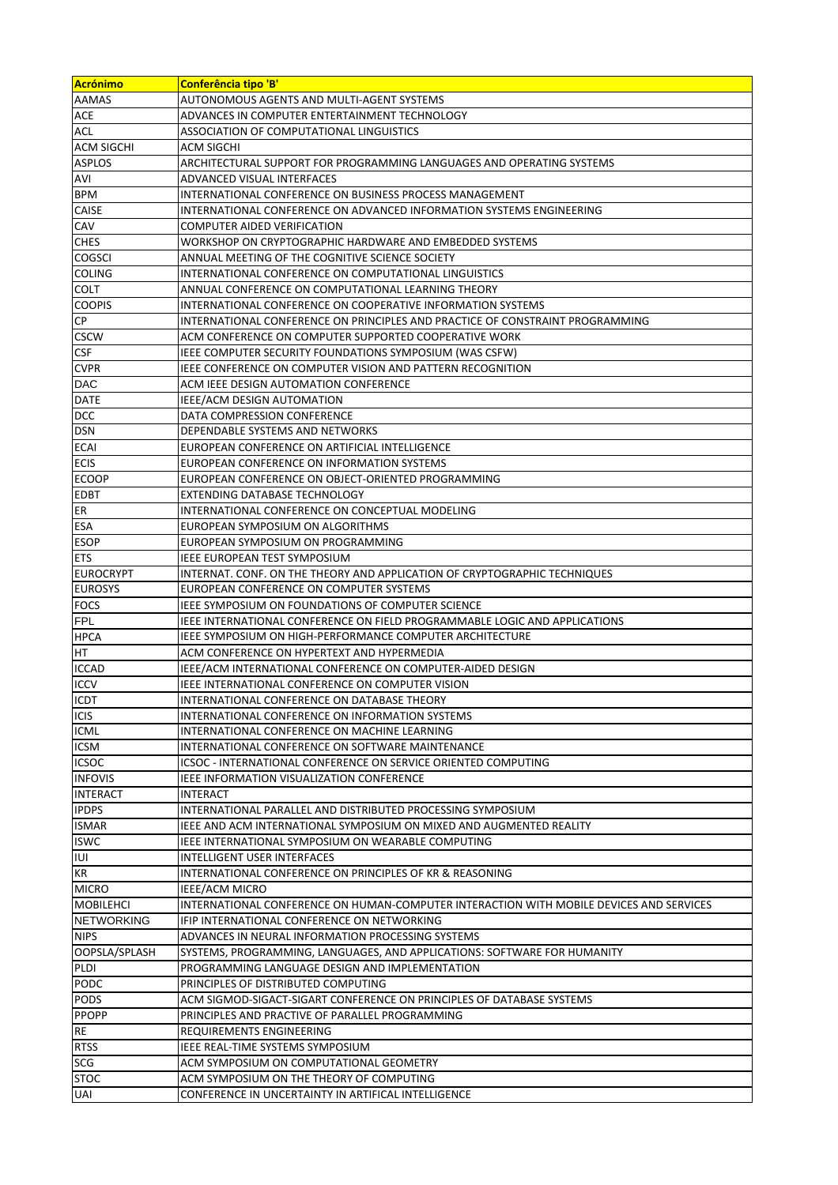| Acrónimo | Conferência tipo 'B' |
| --- | --- |
| AAMAS | AUTONOMOUS AGENTS AND MULTI-AGENT SYSTEMS |
| ACE | ADVANCES IN COMPUTER ENTERTAINMENT TECHNOLOGY |
| ACL | ASSOCIATION OF COMPUTATIONAL LINGUISTICS |
| ACM SIGCHI | ACM SIGCHI |
| ASPLOS | ARCHITECTURAL SUPPORT FOR PROGRAMMING LANGUAGES AND OPERATING SYSTEMS |
| AVI | ADVANCED VISUAL INTERFACES |
| BPM | INTERNATIONAL CONFERENCE ON BUSINESS PROCESS MANAGEMENT |
| CAISE | INTERNATIONAL CONFERENCE ON ADVANCED INFORMATION SYSTEMS ENGINEERING |
| CAV | COMPUTER AIDED VERIFICATION |
| CHES | WORKSHOP ON CRYPTOGRAPHIC HARDWARE AND EMBEDDED SYSTEMS |
| COGSCI | ANNUAL MEETING OF THE COGNITIVE SCIENCE SOCIETY |
| COLING | INTERNATIONAL CONFERENCE ON COMPUTATIONAL LINGUISTICS |
| COLT | ANNUAL CONFERENCE ON COMPUTATIONAL LEARNING THEORY |
| COOPIS | INTERNATIONAL CONFERENCE ON COOPERATIVE INFORMATION SYSTEMS |
| CP | INTERNATIONAL CONFERENCE ON PRINCIPLES AND PRACTICE OF CONSTRAINT PROGRAMMING |
| CSCW | ACM CONFERENCE ON COMPUTER SUPPORTED COOPERATIVE WORK |
| CSF | IEEE COMPUTER SECURITY FOUNDATIONS SYMPOSIUM (WAS CSFW) |
| CVPR | IEEE CONFERENCE ON COMPUTER VISION AND PATTERN RECOGNITION |
| DAC | ACM IEEE DESIGN AUTOMATION CONFERENCE |
| DATE | IEEE/ACM DESIGN AUTOMATION |
| DCC | DATA COMPRESSION CONFERENCE |
| DSN | DEPENDABLE SYSTEMS AND NETWORKS |
| ECAI | EUROPEAN CONFERENCE ON ARTIFICIAL INTELLIGENCE |
| ECIS | EUROPEAN CONFERENCE ON INFORMATION SYSTEMS |
| ECOOP | EUROPEAN CONFERENCE ON OBJECT-ORIENTED PROGRAMMING |
| EDBT | EXTENDING DATABASE TECHNOLOGY |
| ER | INTERNATIONAL CONFERENCE ON CONCEPTUAL MODELING |
| ESA | EUROPEAN SYMPOSIUM ON ALGORITHMS |
| ESOP | EUROPEAN SYMPOSIUM ON PROGRAMMING |
| ETS | IEEE EUROPEAN TEST SYMPOSIUM |
| EUROCRYPT | INTERNAT. CONF. ON THE THEORY AND APPLICATION OF CRYPTOGRAPHIC TECHNIQUES |
| EUROSYS | EUROPEAN CONFERENCE ON COMPUTER SYSTEMS |
| FOCS | IEEE SYMPOSIUM ON FOUNDATIONS OF COMPUTER SCIENCE |
| FPL | IEEE INTERNATIONAL CONFERENCE ON FIELD PROGRAMMABLE LOGIC AND APPLICATIONS |
| HPCA | IEEE SYMPOSIUM ON HIGH-PERFORMANCE COMPUTER ARCHITECTURE |
| HT | ACM CONFERENCE ON HYPERTEXT AND HYPERMEDIA |
| ICCAD | IEEE/ACM INTERNATIONAL CONFERENCE ON COMPUTER-AIDED DESIGN |
| ICCV | IEEE INTERNATIONAL CONFERENCE ON COMPUTER VISION |
| ICDT | INTERNATIONAL CONFERENCE ON DATABASE THEORY |
| ICIS | INTERNATIONAL CONFERENCE ON INFORMATION SYSTEMS |
| ICML | INTERNATIONAL CONFERENCE ON MACHINE LEARNING |
| ICSM | INTERNATIONAL CONFERENCE ON SOFTWARE MAINTENANCE |
| ICSOC | ICSOC - INTERNATIONAL CONFERENCE ON SERVICE ORIENTED COMPUTING |
| INFOVIS | IEEE INFORMATION VISUALIZATION CONFERENCE |
| INTERACT | INTERACT |
| IPDPS | INTERNATIONAL PARALLEL AND DISTRIBUTED PROCESSING SYMPOSIUM |
| ISMAR | IEEE AND ACM INTERNATIONAL SYMPOSIUM ON MIXED AND AUGMENTED REALITY |
| ISWC | IEEE INTERNATIONAL SYMPOSIUM ON WEARABLE COMPUTING |
| IUI | INTELLIGENT USER INTERFACES |
| KR | INTERNATIONAL CONFERENCE ON PRINCIPLES OF KR & REASONING |
| MICRO | IEEE/ACM MICRO |
| MOBILEHCI | INTERNATIONAL CONFERENCE ON HUMAN-COMPUTER INTERACTION WITH MOBILE DEVICES AND SERVICES |
| NETWORKING | IFIP INTERNATIONAL CONFERENCE ON NETWORKING |
| NIPS | ADVANCES IN NEURAL INFORMATION PROCESSING SYSTEMS |
| OOPSLA/SPLASH | SYSTEMS, PROGRAMMING, LANGUAGES, AND APPLICATIONS: SOFTWARE FOR HUMANITY |
| PLDI | PROGRAMMING LANGUAGE DESIGN AND IMPLEMENTATION |
| PODC | PRINCIPLES OF DISTRIBUTED COMPUTING |
| PODS | ACM SIGMOD-SIGACT-SIGART CONFERENCE ON PRINCIPLES OF DATABASE SYSTEMS |
| PPOPP | PRINCIPLES AND PRACTIVE OF PARALLEL PROGRAMMING |
| RE | REQUIREMENTS ENGINEERING |
| RTSS | IEEE REAL-TIME SYSTEMS SYMPOSIUM |
| SCG | ACM SYMPOSIUM ON COMPUTATIONAL GEOMETRY |
| STOC | ACM SYMPOSIUM ON THE THEORY OF COMPUTING |
| UAI | CONFERENCE IN UNCERTAINTY IN ARTIFICAL INTELLIGENCE |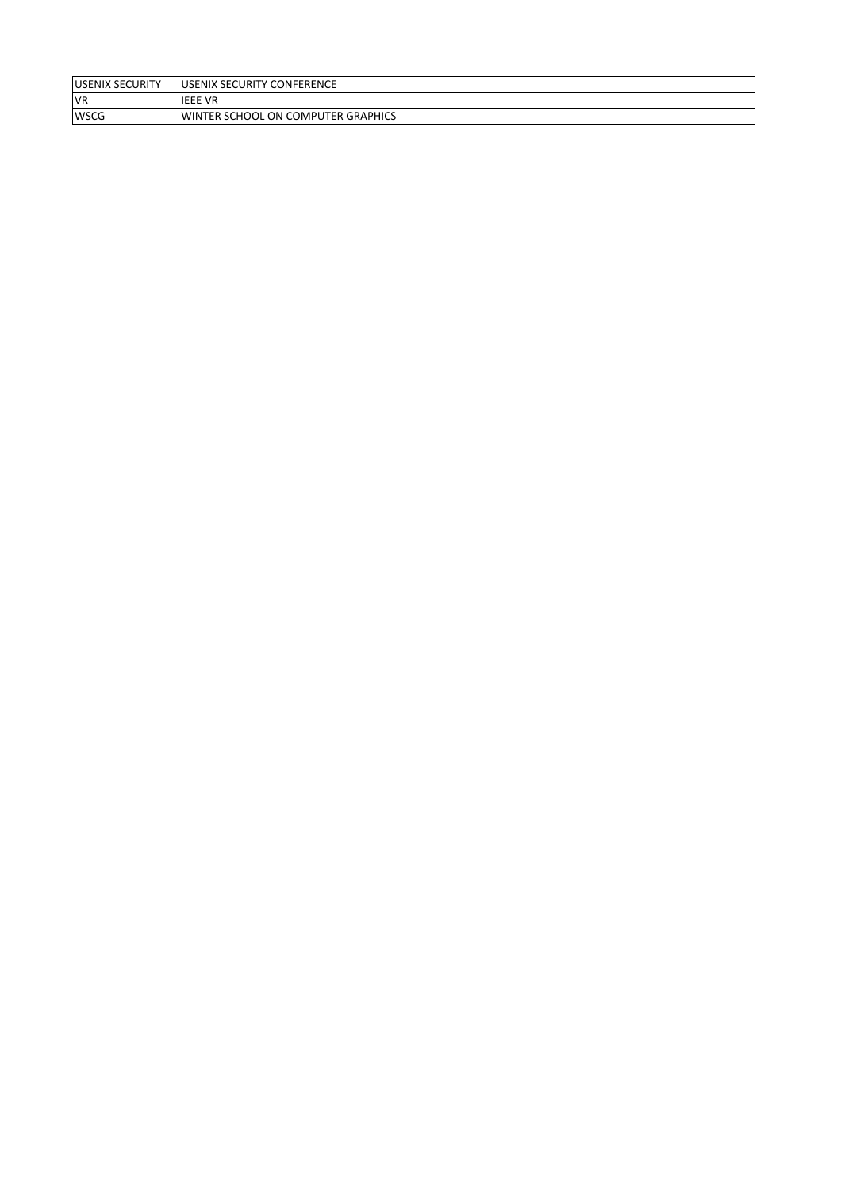| | |
|---|---|
| USENIX SECURITY | USENIX SECURITY CONFERENCE |
| VR | IEEE VR |
| WSCG | WINTER SCHOOL ON COMPUTER GRAPHICS |